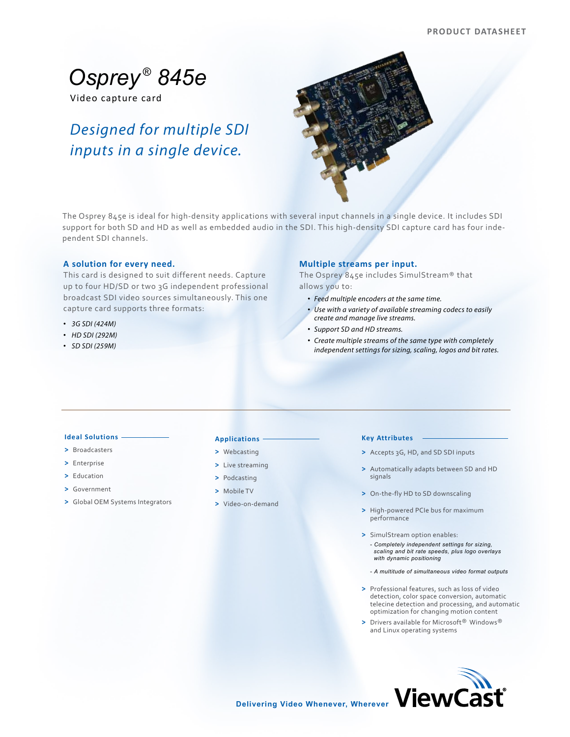PRODUCT DATASHEET

# Osprey® 845e

Video capture card

## *Designed for multiple SDI inputs in a single device.*

The Osprey 845e is ideal for high-density applications with several input channels in a single device. It includes SDI support for both SD and HD as well as embedded audio in the SDI. This high-density SDI capture card has four independent SDI channels.

### A solution for every need.

This card is designed to suit different needs. Capture up to four HD/SD or two 3G independent professional broadcast SDI video sources simultaneously. This one capture card supports three formats:

- *3G SDI (424M)*
- *HD SDI (292M)*
- *SD SDI (259M)*

### Multiple streams per input.

The Osprey 845e includes SimulStream® that allows you to:

- *Feed multiple encoders at the same time.*
- *Use with a variety of available streaming codecs to easily create and manage live streams.*
- *Support SD and HD streams.*
- *Create multiple streams of the same type with completely independent settings for sizing, scaling, logos and bit rates.*

#### Ideal Solutions

- Broadcasters
- Enterprise
- Education
- Government
- Global OEM Systems Integrators

#### Applications

- Webcasting
- Live streaming
- Podcasting
- Mobile TV
- Video-on-demand

#### Key Attributes

- Accepts 3G, HD, and SD SDI inputs
- Automatically adapts between SD and HD signals
- On-the-fly HD to SD downscaling
- High-powered PCIe bus for maximum performance
- SimulStream option enables:
  - *Completely independent settings for sizing, scaling and bit rate speeds, plus logo overlays with dynamic positioning*
  - *A multitude of simultaneous video format outputs*
- Professional features, such as loss of video detection, color space conversion, automatic telecine detection and processing, and automatic optimization for changing motion content
- Drivers available for Microsoft® Windows® and Linux operating systems

**Delivering Video Whenever, Wherever** ViewCast®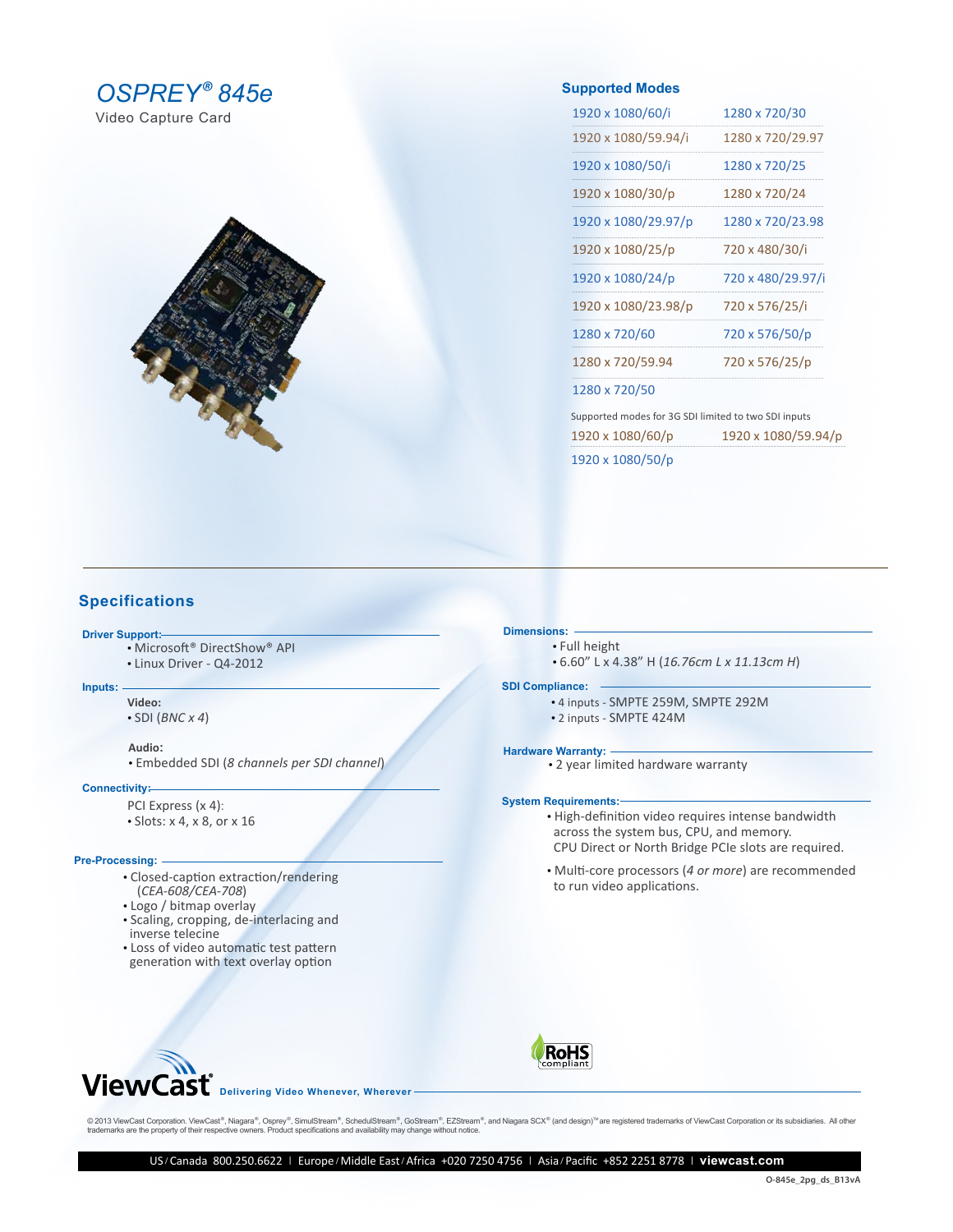# OSPREY® 845e

Video Capture Card

## Supported Modes

| | |
|---|---|
| 1920 x 1080/60/i | 1280 x 720/30 |
| 1920 x 1080/59.94/i | 1280 x 720/29.97 |
| 1920 x 1080/50/i | 1280 x 720/25 |
| 1920 x 1080/30/p | 1280 x 720/24 |
| 1920 x 1080/29.97/p | 1280 x 720/23.98 |
| 1920 x 1080/25/p | 720 x 480/30/i |
| 1920 x 1080/24/p | 720 x 480/29.97/i |
| 1920 x 1080/23.98/p | 720 x 576/25/i |
| 1280 x 720/60 | 720 x 576/50/p |
| 1280 x 720/59.94 | 720 x 576/25/p |
| 1280 x 720/50 | |

Supported modes for 3G SDI limited to two SDI inputs

| | |
|---|---|
| 1920 x 1080/60/p | 1920 x 1080/59.94/p |
| 1920 x 1080/50/p | |

## Specifications

**Driver Support:**
- Microsoft® DirectShow® API
- Linux Driver - Q4-2012

**Inputs:**

**Video:**
- SDI (*BNC x 4*)

**Audio:**
- Embedded SDI (*8 channels per SDI channel*)

**Connectivity:**

PCI Express (x 4):
- Slots: x 4, x 8, or x 16

**Pre-Processing:**
- Closed-caption extraction/rendering (*CEA-608/CEA-708*)
- Logo / bitmap overlay
- Scaling, cropping, de-interlacing and inverse telecine
- Loss of video automatic test pattern generation with text overlay option

**Dimensions:**
- Full height
- 6.60” L x 4.38” H (*16.76cm L x 11.13cm H*)

**SDI Compliance:**
- 4 inputs - SMPTE 259M, SMPTE 292M
- 2 inputs - SMPTE 424M

**Hardware Warranty:**
- 2 year limited hardware warranty

**System Requirements:**
- High-definition video requires intense bandwidth across the system bus, CPU, and memory. CPU Direct or North Bridge PCIe slots are required.
- Multi-core processors (*4 or more*) are recommended to run video applications.

RoHS compliant

ViewCast® Delivering Video Whenever, Wherever

© 2013 ViewCast Corporation. ViewCast®, Niagara®, Osprey®, SimulStream®, SchedulStream®, GoStream®, EZStream®, and Niagara SCX® (and design)™ are registered trademarks of ViewCast Corporation or its subsidiaries. All other trademarks are the property of their respective owners. Product specifications and availability may change without notice.

US / Canada 800.250.6622 | Europe / Middle East / Africa +020 7250 4756 | Asia / Pacific +852 2251 8778 | **viewcast.com**

O-845e_2pg_ds_B13vA